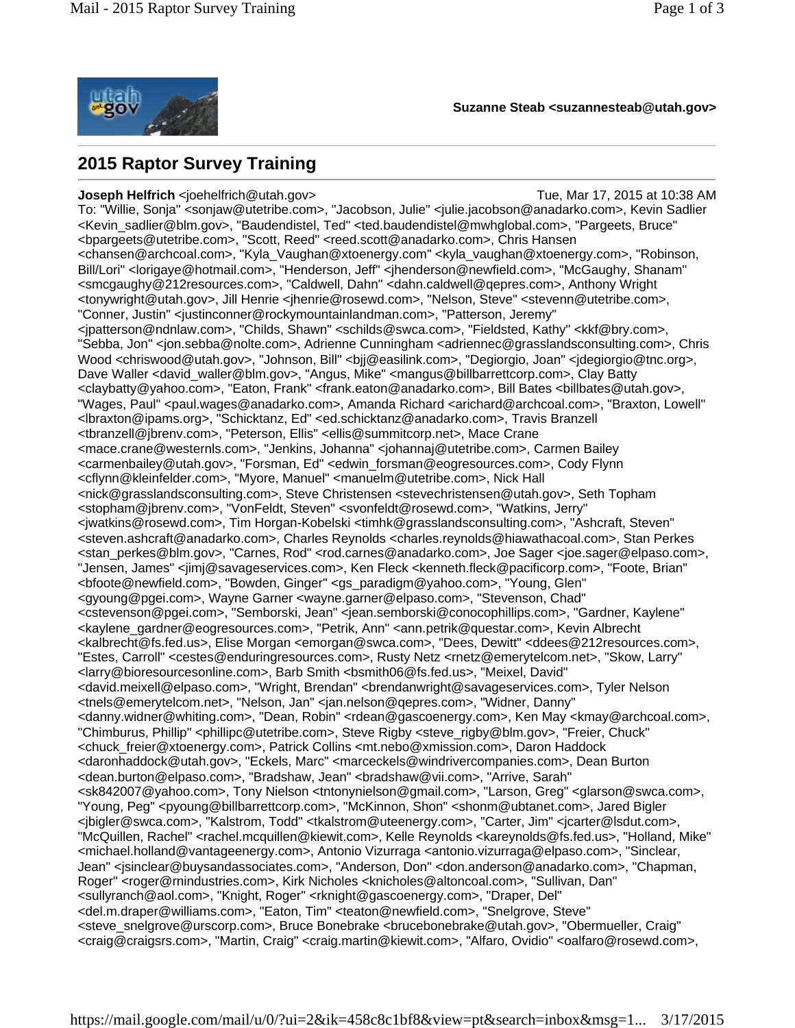**Suzanne Steab <suzannesteab@utah.gov>**

---

## 2015 Raptor Survey Training

---

**Joseph Helfrich** <joehelfrich@utah.gov> Tue, Mar 17, 2015 at 10:38 AM

To: "Willie, Sonja" <sonjaw@utetribe.com>, "Jacobson, Julie" <julie.jacobson@anadarko.com>, Kevin Sadlier <Kevin_sadlier@blm.gov>, "Baudendistel, Ted" <ted.baudendistel@mwhglobal.com>, "Pargeets, Bruce" <bpargeets@utetribe.com>, "Scott, Reed" <reed.scott@anadarko.com>, Chris Hansen <chansen@archcoal.com>, "Kyla_Vaughan@xtoenergy.com" <kyla_vaughan@xtoenergy.com>, "Robinson, Bill/Lori" <lorigaye@hotmail.com>, "Henderson, Jeff" <jhenderson@newfield.com>, "McGaughy, Shanam" <smcgaughy@212resources.com>, "Caldwell, Dahn" <dahn.caldwell@qepres.com>, Anthony Wright <tonywright@utah.gov>, Jill Henrie <jhenrie@rosewd.com>, "Nelson, Steve" <stevenn@utetribe.com>, "Conner, Justin" <justinconner@rockymountainlandman.com>, "Patterson, Jeremy" <jpatterson@ndnlaw.com>, "Childs, Shawn" <schilds@swca.com>, "Fieldsted, Kathy" <kkf@bry.com>, "Sebba, Jon" <jon.sebba@nolte.com>, Adrienne Cunningham <adriennec@grasslandsconsulting.com>, Chris Wood <chriswood@utah.gov>, "Johnson, Bill" <bjj@easilink.com>, "Degiorgio, Joan" <jdegiorgio@tnc.org>, Dave Waller <david_waller@blm.gov>, "Angus, Mike" <mangus@billbarrettcorp.com>, Clay Batty <claybatty@yahoo.com>, "Eaton, Frank" <frank.eaton@anadarko.com>, Bill Bates <billbates@utah.gov>, "Wages, Paul" <paul.wages@anadarko.com>, Amanda Richard <arichard@archcoal.com>, "Braxton, Lowell" <lbraxton@ipams.org>, "Schicktanz, Ed" <ed.schicktanz@anadarko.com>, Travis Branzell <tbranzell@jbrenv.com>, "Peterson, Ellis" <ellis@summitcorp.net>, Mace Crane <mace.crane@westernls.com>, "Jenkins, Johanna" <johannaj@utetribe.com>, Carmen Bailey <carmenbailey@utah.gov>, "Forsman, Ed" <edwin_forsman@eogresources.com>, Cody Flynn <cflynn@kleinfelder.com>, "Myore, Manuel" <manuelm@utetribe.com>, Nick Hall <nick@grasslandsconsulting.com>, Steve Christensen <stevechristensen@utah.gov>, Seth Topham <stopham@jbrenv.com>, "VonFeldt, Steven" <svonfeldt@rosewd.com>, "Watkins, Jerry" <jwatkins@rosewd.com>, Tim Horgan-Kobelski <timhk@grasslandsconsulting.com>, "Ashcraft, Steven" <steven.ashcraft@anadarko.com>, Charles Reynolds <charles.reynolds@hiawathacoal.com>, Stan Perkes <stan_perkes@blm.gov>, "Carnes, Rod" <rod.carnes@anadarko.com>, Joe Sager <joe.sager@elpaso.com>, "Jensen, James" <jimj@savageservices.com>, Ken Fleck <kenneth.fleck@pacificorp.com>, "Foote, Brian" <bfoote@newfield.com>, "Bowden, Ginger" <gs_paradigm@yahoo.com>, "Young, Glen" <gyoung@pgei.com>, Wayne Garner <wayne.garner@elpaso.com>, "Stevenson, Chad" <cstevenson@pgei.com>, "Semborski, Jean" <jean.semborski@conocophillips.com>, "Gardner, Kaylene" <kaylene_gardner@eogresources.com>, "Petrik, Ann" <ann.petrik@questar.com>, Kevin Albrecht <kalbrecht@fs.fed.us>, Elise Morgan <emorgan@swca.com>, "Dees, Dewitt" <ddees@212resources.com>, "Estes, Carroll" <cestes@enduringresources.com>, Rusty Netz <rnetz@emerytelcom.net>, "Skow, Larry" <larry@bioresourcesonline.com>, Barb Smith <bsmith06@fs.fed.us>, "Meixel, David" <david.meixell@elpaso.com>, "Wright, Brendan" <brendanwright@savageservices.com>, Tyler Nelson <tnels@emerytelcom.net>, "Nelson, Jan" <jan.nelson@qepres.com>, "Widner, Danny" <danny.widner@whiting.com>, "Dean, Robin" <rdean@gascoenergy.com>, Ken May <kmay@archcoal.com>, "Chimburus, Phillip" <phillipc@utetribe.com>, Steve Rigby <steve_rigby@blm.gov>, "Freier, Chuck" <chuck_freier@xtoenergy.com>, Patrick Collins <mt.nebo@xmission.com>, Daron Haddock <daronhaddock@utah.gov>, "Eckels, Marc" <marceckels@windrivercompanies.com>, Dean Burton <dean.burton@elpaso.com>, "Bradshaw, Jean" <bradshaw@vii.com>, "Arrive, Sarah" <sk842007@yahoo.com>, Tony Nielson <tntonynielson@gmail.com>, "Larson, Greg" <glarson@swca.com>, "Young, Peg" <pyoung@billbarrettcorp.com>, "McKinnon, Shon" <shonm@ubtanet.com>, Jared Bigler <jbigler@swca.com>, "Kalstrom, Todd" <tkalstrom@uteenergy.com>, "Carter, Jim" <jcarter@lsdut.com>, "McQuillen, Rachel" <rachel.mcquillen@kiewit.com>, Kelle Reynolds <kareynolds@fs.fed.us>, "Holland, Mike" <michael.holland@vantageenergy.com>, Antonio Vizurraga <antonio.vizurraga@elpaso.com>, "Sinclear, Jean" <jsinclear@buysandassociates.com>, "Anderson, Don" <don.anderson@anadarko.com>, "Chapman, Roger" <roger@rnindustries.com>, Kirk Nicholes <knicholes@altoncoal.com>, "Sullivan, Dan" <sullyranch@aol.com>, "Knight, Roger" <rknight@gascoenergy.com>, "Draper, Del" <del.m.draper@williams.com>, "Eaton, Tim" <teaton@newfield.com>, "Snelgrove, Steve" <steve_snelgrove@urscorp.com>, Bruce Bonebrake <brucebonebrake@utah.gov>, "Obermueller, Craig" <craig@craigsrs.com>, "Martin, Craig" <craig.martin@kiewit.com>, "Alfaro, Ovidio" <oalfaro@rosewd.com>,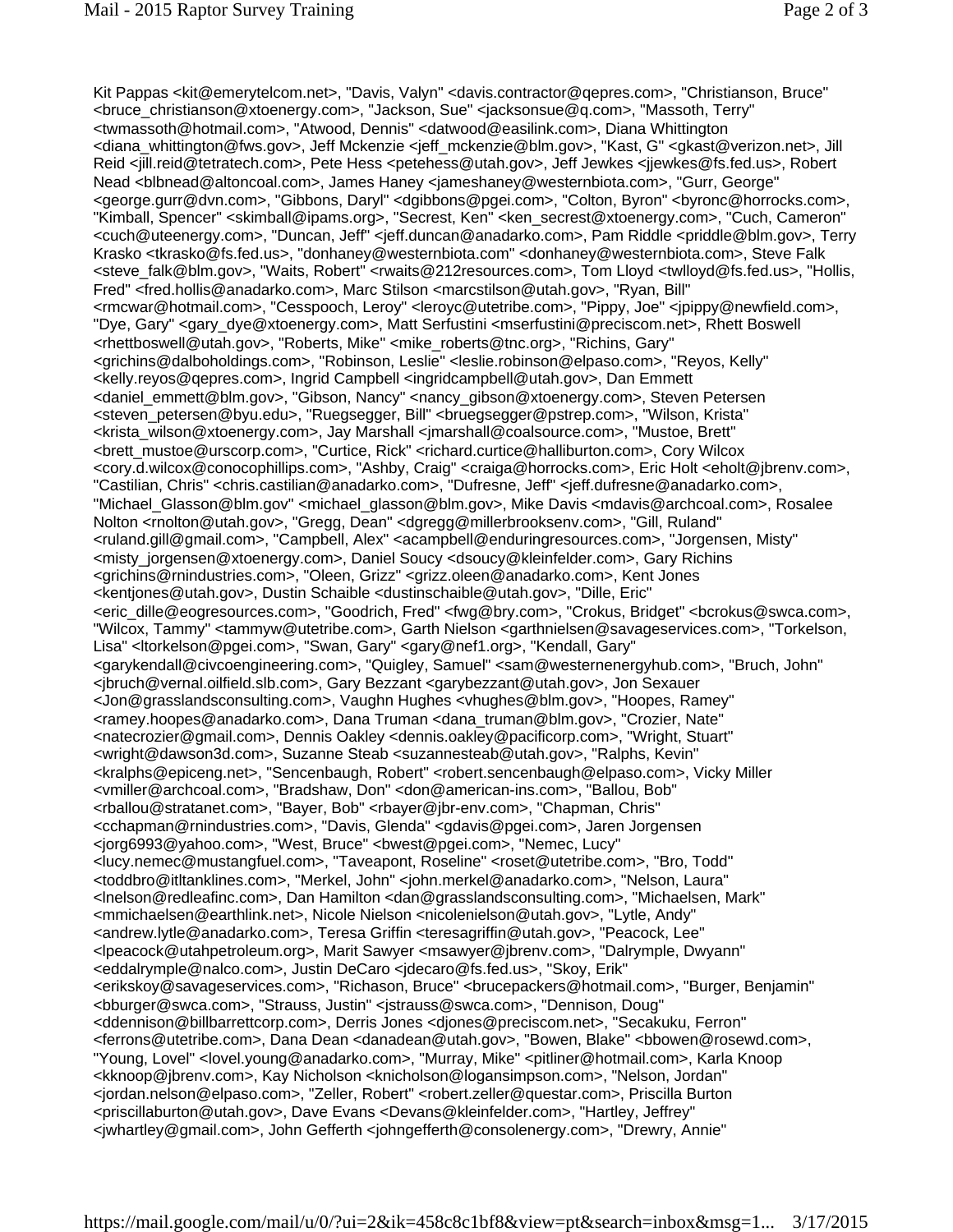Kit Pappas <kit@emerytelcom.net>, "Davis, Valyn" <davis.contractor@qepres.com>, "Christianson, Bruce" <bruce_christianson@xtoenergy.com>, "Jackson, Sue" <jacksonsue@q.com>, "Massoth, Terry" <twmassoth@hotmail.com>, "Atwood, Dennis" <datwood@easilink.com>, Diana Whittington <diana_whittington@fws.gov>, Jeff Mckenzie <jeff_mckenzie@blm.gov>, "Kast, G" <gkast@verizon.net>, Jill Reid <jill.reid@tetratech.com>, Pete Hess <petehess@utah.gov>, Jeff Jewkes <jjewkes@fs.fed.us>, Robert Nead <blbnead@altoncoal.com>, James Haney <jameshaney@westernbiota.com>, "Gurr, George" <george.gurr@dvn.com>, "Gibbons, Daryl" <dgibbons@pgei.com>, "Colton, Byron" <byronc@horrocks.com>, "Kimball, Spencer" <skimball@ipams.org>, "Secrest, Ken" <ken_secrest@xtoenergy.com>, "Cuch, Cameron" <cuch@uteenergy.com>, "Duncan, Jeff" <jeff.duncan@anadarko.com>, Pam Riddle <priddle@blm.gov>, Terry Krasko <tkrasko@fs.fed.us>, "donhaney@westernbiota.com" <donhaney@westernbiota.com>, Steve Falk <steve_falk@blm.gov>, "Waits, Robert" <rwaits@212resources.com>, Tom Lloyd <twlloyd@fs.fed.us>, "Hollis, Fred" <fred.hollis@anadarko.com>, Marc Stilson <marcstilson@utah.gov>, "Ryan, Bill" <rmcwar@hotmail.com>, "Cesspooch, Leroy" <leroyc@utetribe.com>, "Pippy, Joe" <jpippy@newfield.com>, "Dye, Gary" <gary_dye@xtoenergy.com>, Matt Serfustini <mserfustini@preciscom.net>, Rhett Boswell <rhettboswell@utah.gov>, "Roberts, Mike" <mike_roberts@tnc.org>, "Richins, Gary" <grichins@dalboholdings.com>, "Robinson, Leslie" <leslie.robinson@elpaso.com>, "Reyos, Kelly" <kelly.reyos@qepres.com>, Ingrid Campbell <ingridcampbell@utah.gov>, Dan Emmett <daniel_emmett@blm.gov>, "Gibson, Nancy" <nancy_gibson@xtoenergy.com>, Steven Petersen <steven_petersen@byu.edu>, "Ruegsegger, Bill" <bruegsegger@pstrep.com>, "Wilson, Krista" <krista_wilson@xtoenergy.com>, Jay Marshall <jmarshall@coalsource.com>, "Mustoe, Brett" <brett_mustoe@urscorp.com>, "Curtice, Rick" <richard.curtice@halliburton.com>, Cory Wilcox <cory.d.wilcox@conocophillips.com>, "Ashby, Craig" <craiga@horrocks.com>, Eric Holt <eholt@jbrenv.com>, "Castilian, Chris" <chris.castilian@anadarko.com>, "Dufresne, Jeff" <jeff.dufresne@anadarko.com>, "Michael_Glasson@blm.gov" <michael_glasson@blm.gov>, Mike Davis <mdavis@archcoal.com>, Rosalee Nolton <rnolton@utah.gov>, "Gregg, Dean" <dgregg@millerbrooksenv.com>, "Gill, Ruland" <ruland.gill@gmail.com>, "Campbell, Alex" <acampbell@enduringresources.com>, "Jorgensen, Misty" <misty_jorgensen@xtoenergy.com>, Daniel Soucy <dsoucy@kleinfelder.com>, Gary Richins <grichins@rnindustries.com>, "Oleen, Grizz" <grizz.oleen@anadarko.com>, Kent Jones <kentjones@utah.gov>, Dustin Schaible <dustinschaible@utah.gov>, "Dille, Eric" <eric_dille@eogresources.com>, "Goodrich, Fred" <fwg@bry.com>, "Crokus, Bridget" <bcrokus@swca.com>, "Wilcox, Tammy" <tammyw@utetribe.com>, Garth Nielson <garthnielsen@savageservices.com>, "Torkelson, Lisa" <ltorkelson@pgei.com>, "Swan, Gary" <gary@nef1.org>, "Kendall, Gary" <garykendall@civcoengineering.com>, "Quigley, Samuel" <sam@westernenergyhub.com>, "Bruch, John" <jbruch@vernal.oilfield.slb.com>, Gary Bezzant <garybezzant@utah.gov>, Jon Sexauer <Jon@grasslandsconsulting.com>, Vaughn Hughes <vhughes@blm.gov>, "Hoopes, Ramey" <ramey.hoopes@anadarko.com>, Dana Truman <dana_truman@blm.gov>, "Crozier, Nate" <natecrozier@gmail.com>, Dennis Oakley <dennis.oakley@pacificorp.com>, "Wright, Stuart" <wright@dawson3d.com>, Suzanne Steab <suzannesteab@utah.gov>, "Ralphs, Kevin" <kralphs@epiceng.net>, "Sencenbaugh, Robert" <robert.sencenbaugh@elpaso.com>, Vicky Miller <vmiller@archcoal.com>, "Bradshaw, Don" <don@american-ins.com>, "Ballou, Bob" <rballou@stratanet.com>, "Bayer, Bob" <rbayer@jbr-env.com>, "Chapman, Chris" <cchapman@rnindustries.com>, "Davis, Glenda" <gdavis@pgei.com>, Jaren Jorgensen <jorg6993@yahoo.com>, "West, Bruce" <bwest@pgei.com>, "Nemec, Lucy" <lucy.nemec@mustangfuel.com>, "Taveapont, Roseline" <roset@utetribe.com>, "Bro, Todd" <toddbro@itltanklines.com>, "Merkel, John" <john.merkel@anadarko.com>, "Nelson, Laura" <lnelson@redleafinc.com>, Dan Hamilton <dan@grasslandsconsulting.com>, "Michaelsen, Mark" <mmichaelsen@earthlink.net>, Nicole Nielson <nicolenielson@utah.gov>, "Lytle, Andy" <andrew.lytle@anadarko.com>, Teresa Griffin <teresagriffin@utah.gov>, "Peacock, Lee" <lpeacock@utahpetroleum.org>, Marit Sawyer <msawyer@jbrenv.com>, "Dalrymple, Dwyann" <eddalrymple@nalco.com>, Justin DeCaro <jdecaro@fs.fed.us>, "Skoy, Erik" <erikskoy@savageservices.com>, "Richason, Bruce" <brucepackers@hotmail.com>, "Burger, Benjamin" <bburger@swca.com>, "Strauss, Justin" <jstrauss@swca.com>, "Dennison, Doug" <ddennison@billbarrettcorp.com>, Derris Jones <djones@preciscom.net>, "Secakuku, Ferron" <ferrons@utetribe.com>, Dana Dean <danadean@utah.gov>, "Bowen, Blake" <bbowen@rosewd.com>, "Young, Lovel" <lovel.young@anadarko.com>, "Murray, Mike" <pitliner@hotmail.com>, Karla Knoop <kknoop@jbrenv.com>, Kay Nicholson <knicholson@logansimpson.com>, "Nelson, Jordan" <jordan.nelson@elpaso.com>, "Zeller, Robert" <robert.zeller@questar.com>, Priscilla Burton <priscillaburton@utah.gov>, Dave Evans <Devans@kleinfelder.com>, "Hartley, Jeffrey" <jwhartley@gmail.com>, John Gefferth <johngefferth@consolenergy.com>, "Drewry, Annie"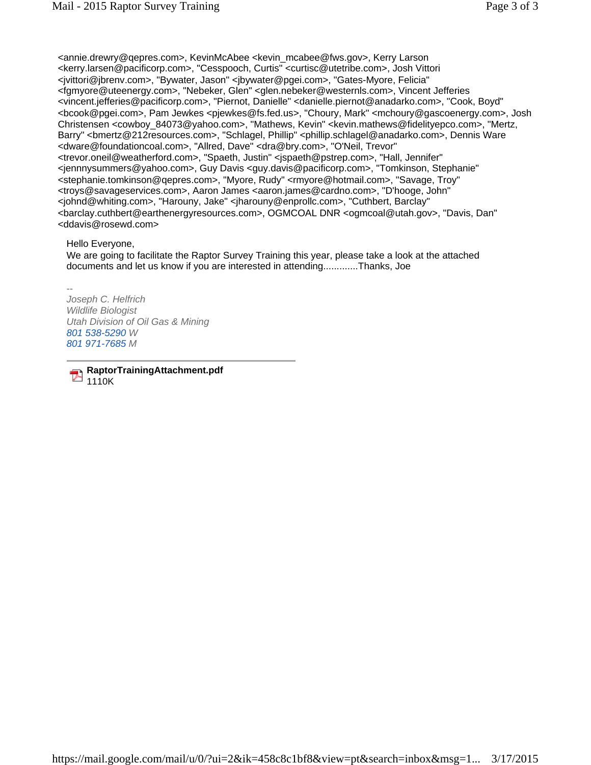<annie.drewry@qepres.com>, KevinMcAbee <kevin_mcabee@fws.gov>, Kerry Larson <kerry.larsen@pacificorp.com>, "Cesspooch, Curtis" <curtisc@utetribe.com>, Josh Vittori <jvittori@jbrenv.com>, "Bywater, Jason" <jbywater@pgei.com>, "Gates-Myore, Felicia" <fgmyore@uteenergy.com>, "Nebeker, Glen" <glen.nebeker@westernls.com>, Vincent Jefferies <vincent.jefferies@pacificorp.com>, "Piernot, Danielle" <danielle.piernot@anadarko.com>, "Cook, Boyd" <bcook@pgei.com>, Pam Jewkes <pjewkes@fs.fed.us>, "Choury, Mark" <mchoury@gascoenergy.com>, Josh Christensen <cowboy_84073@yahoo.com>, "Mathews, Kevin" <kevin.mathews@fidelityepco.com>, "Mertz, Barry" <bmertz@212resources.com>, "Schlagel, Phillip" <phillip.schlagel@anadarko.com>, Dennis Ware <dware@foundationcoal.com>, "Allred, Dave" <dra@bry.com>, "O'Neil, Trevor" <trevor.oneil@weatherford.com>, "Spaeth, Justin" <jspaeth@pstrep.com>, "Hall, Jennifer" <jennnysummers@yahoo.com>, Guy Davis <guy.davis@pacificorp.com>, "Tomkinson, Stephanie" <stephanie.tomkinson@qepres.com>, "Myore, Rudy" <rmyore@hotmail.com>, "Savage, Troy" <troys@savageservices.com>, Aaron James <aaron.james@cardno.com>, "D'hooge, John" <johnd@whiting.com>, "Harouny, Jake" <jharouny@enprollc.com>, "Cuthbert, Barclay" <barclay.cuthbert@earthenergyresources.com>, OGMCOAL DNR <ogmcoal@utah.gov>, "Davis, Dan" <ddavis@rosewd.com>

Hello Everyone,
We are going to facilitate the Raptor Survey Training this year, please take a look at the attached documents and let us know if you are interested in attending.............Thanks, Joe

--
*Joseph C. Helfrich*
*Wildlife Biologist*
*Utah Division of Oil Gas & Mining*
*801 538-5290 W*
*801 971-7685 M*

---

**RaptorTrainingAttachment.pdf**
1110K